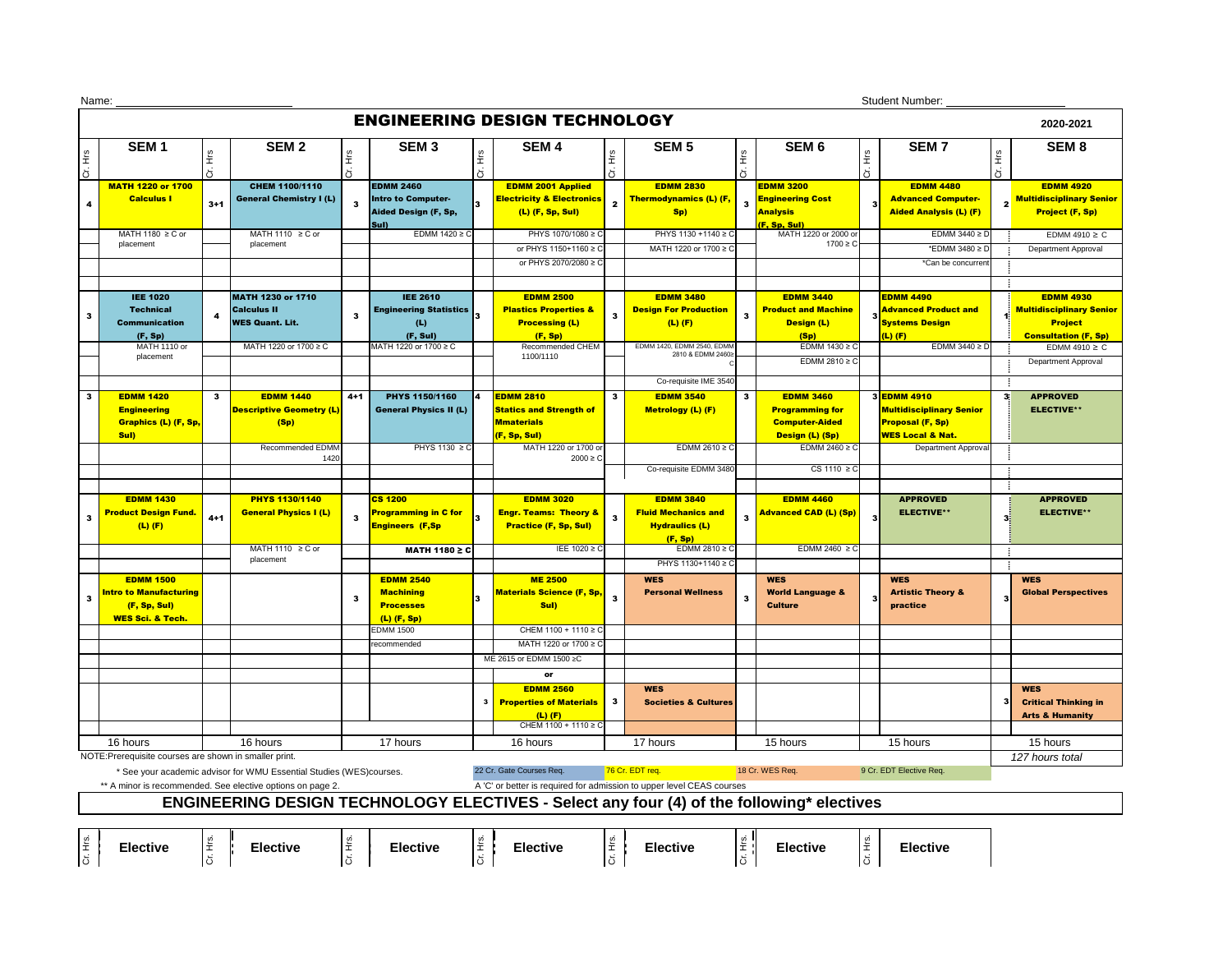Name: ____________________ Student Number: ____________________

# ENGINEERING DESIGN TECHNOLOGY

**2020-2021**

| Cr. Hrs | SEM 1 | Cr. Hrs | SEM 2 | Cr. Hrs | SEM 3 | Cr. Hrs | SEM 4 | Cr. Hrs | SEM 5 | Cr. Hrs | SEM 6 | Cr. Hrs | SEM 7 | Cr. Hrs | SEM 8 |
|---|---|---|---|---|---|---|---|---|---|---|---|---|---|---|---|
| 4 | **MATH 1220 or 1700 Calculus I** | 3+1 | **CHEM 1100/1110 General Chemistry I (L)** | 3 | **EDMM 2460 Intro to Computer-Aided Design (F, Sp, Sul)** | 3 | **EDMM 2001 Applied Electricity & Electronics (L) (F, Sp, Sul)** | 2 | **EDMM 2830 Thermodynamics (L) (F, Sp)** | 3 | **EDMM 3200 Engineering Cost Analysis (F, Sp, Sul)** | 3 | **EDMM 4480 Advanced Computer-Aided Analysis (L) (F)** | 2 | **EDMM 4920 Multidisciplinary Senior Project (F, Sp)** |
| | MATH 1180 ≥ C or placement | | MATH 1110 ≥ C or placement | | EDMM 1420 ≥ C | | PHYS 1070/1080 ≥ C or PHYS 1150+1160 ≥ C or PHYS 2070/2080 ≥ C | | PHYS 1130 +1140 ≥ C; MATH 1220 or 1700 ≥ C | | MATH 1220 or 2000 or 1700 ≥ C | | EDMM 3440 ≥ D; *EDMM 3480 ≥ D; *Can be concurrent | | EDMM 4910 ≥ C; Department Approval |
| 3 | **IEE 1020 Technical Communication (F, Sp)** | 4 | **MATH 1230 or 1710 Calculus II WES Quant. Lit.** | 3 | **IEE 2610 Engineering Statistics (L) (F, Sul)** | 3 | **EDMM 2500 Plastics Properties & Processing (L) (F, Sp)** | 3 | **EDMM 3480 Design For Production (L) (F)** | 3 | **EDMM 3440 Product and Machine Design (L) (Sp)** | 3 | **EDMM 4490 Advanced Product and Systems Design (L) (F)** | 1 | **EDMM 4930 Multidisciplinary Senior Project Consultation (F, Sp)** |
| | MATH 1110 or placement | | MATH 1220 or 1700 ≥ C | | MATH 1220 or 1700 ≥ C | | Recommended CHEM 1100/1110 | | EDMM 1420, EDMM 2540, EDMM 2810 & EDMM 2460≥C; Co-requisite IME 3540 | | EDMM 1430 ≥ C; EDMM 2810 ≥ C | | EDMM 3440 ≥ D | | EDMM 4910 ≥ C; Department Approval |
| 3 | **EDMM 1420 Engineering Graphics (L) (F, Sp, Sul)** | 3 | **EDMM 1440 Descriptive Geometry (L) (Sp)** | 4+1 | **PHYS 1150/1160 General Physics II (L)** | 4 | **EDMM 2810 Statics and Strength of Mmaterials (F, Sp, Sul)** | 3 | **EDMM 3540 Metrology (L) (F)** | 3 | **EDMM 3460 Programming for Computer-Aided Design (L) (Sp)** | 3 | **EDMM 4910 Multidisciplinary Senior Proposal (F, Sp) WES Local & Nat.** | 3 | **APPROVED ELECTIVE**** |
| | | | Recommended EDMM 1420 | | PHYS 1130 ≥ C | | MATH 1220 or 1700 or 2000 ≥ C | | EDMM 2610 ≥ C; Co-requisite EDMM 3480 | | EDMM 2460 ≥ C; CS 1110 ≥ C | | Department Approval | | |
| 3 | **EDMM 1430 Product Design Fund. (L) (F)** | 4+1 | **PHYS 1130/1140 General Physics I (L)** | 3 | **CS 1200 Programming in C for Engineers (F,Sp** | 3 | **EDMM 3020 Engr. Teams: Theory & Practice (F, Sp, Sul)** | 3 | **EDMM 3840 Fluid Mechanics and Hydraulics (L) (F, Sp)** | 3 | **EDMM 4460 Advanced CAD (L) (Sp)** | 3 | **APPROVED ELECTIVE**** | 3 | **APPROVED ELECTIVE**** |
| | | | MATH 1110 ≥ C or placement | | **MATH 1180 ≥ C** | | IEE 1020 ≥ C | | EDMM 2810 ≥ C; PHYS 1130+1140 ≥ C | | EDMM 2460 ≥ C | | | | |
| 3 | **EDMM 1500 Intro to Manufacturing (F, Sp, Sul) WES Sci. & Tech.** | | | 3 | **EDMM 2540 Machining Processes (L) (F, Sp)** | 3 | **ME 2500 Materials Science (F, Sp, Sul)** | 3 | **WES Personal Wellness** | 3 | **WES World Language & Culture** | 3 | **WES Artistic Theory & practice** | 3 | **WES Global Perspectives** |
| | | | | | EDMM 1500 recommended | | CHEM 1100 + 1110 ≥ C; MATH 1220 or 1700 ≥ C; ME 2615 or EDMM 1500 ≥C | | | | | | | | |
| | | | | | | | **or** | | | | | | | | |
| | | | | | | 3 | **EDMM 2560 Properties of Materials (L) (F)** | 3 | **WES Societies & Cultures** | | | | | 3 | **WES Critical Thinking in Arts & Humanity** |
| | | | | | | | CHEM 1100 + 1110 ≥ C | | | | | | | | |
| | 16 hours | | 16 hours | | 17 hours | | 16 hours | | 17 hours | | 15 hours | | 15 hours | | 15 hours |

NOTE:Prerequisite courses are shown in smaller print.

*127 hours total*

\* See your academic advisor for WMU Essential Studies (WES)courses.

** A minor is recommended. See elective options on page 2.

22 Cr. Gate Courses Req. | 76 Cr. EDT req. | 18 Cr. WES Req. | 9 Cr. EDT Elective Req.

A 'C' or better is required for admission to upper level CEAS courses

## ENGINEERING DESIGN TECHNOLOGY ELECTIVES - Select any four (4) of the following* electives

| Cr. Hrs. | Elective | Cr. Hrs. | Elective | Cr. Hrs. | Elective | Cr. Hrs. | Elective | Cr. Hrs. | Elective | Cr. Hrs. | Elective | Cr. Hrs. | Elective |
|---|---|---|---|---|---|---|---|---|---|---|---|---|---|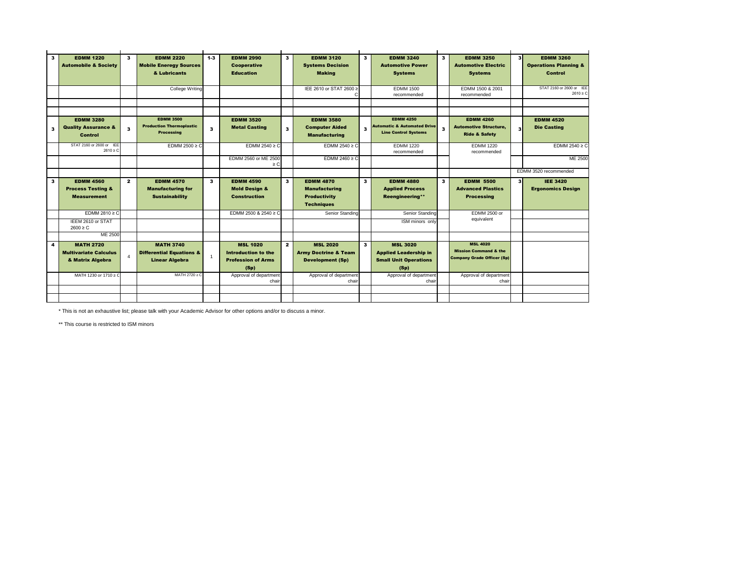| | | | | | | | | | | | | | |
|---|---|---|---|---|---|---|---|---|---|---|---|---|---|
| 3 | **EDMM 1220 Automobile & Society** | 3 | **EDMM 2220 Mobile Enegy Sources & Lubricants** | 1-3 | **EDMM 2990 Cooperative Education** | 3 | **EDMM 3120 Systems Decision Making** | 3 | **EDMM 3240 Automotive Power Systems** | 3 | **EDMM 3250 Automotive Electric Systems** | 3 | **EDMM 3260 Operations Planning & Control** |
| | | | College Writing | | | | IEE 2610 or STAT 2600 ≥ C | | EDMM 1500 recommended | | EDMM 1500 & 2001 recommended | | STAT 2160 or 2600 or IEE 2610 ≥ C |
| | | | | | | | | | | | | | |
| | | | | | | | | | | | | | |
| 3 | **EDMM 3280 Quality Assurance & Control** | 3 | **EDMM 3500 Production Thermoplastic Processing** | 3 | **EDMM 3520 Metal Casting** | 3 | **EDMM 3580 Computer Aided Manufacturing** | 3 | **EDMM 4250 Automatic & Automated Drive Line Control Systems** | 3 | **EDMM 4260 Automotive Structure, Ride & Safety** | 3 | **EDMM 4520 Die Casting** |
| | STAT 2160 or 2600 or IEE 2610 ≥ C | | EDMM 2500 ≥ C | | EDMM 2540 ≥ C | | EDMM 2540 ≥ C | | EDMM 1220 recommended | | EDMM 1220 recommended | | EDMM 2540 ≥ C |
| | | | | | EDMM 2560 or ME 2500 ≥ C | | EDMM 2460 ≥ C | | | | | | ME 2500 |
| | | | | | | | | | | | | | EDMM 3520 recommended |
| 3 | **EDMM 4560 Process Testing & Measurement** | 2 | **EDMM 4570 Manufacturing for Sustainability** | 3 | **EDMM 4590 Mold Design & Construction** | 3 | **EDMM 4870 Manufacturing Productivity Techniques** | 3 | **EDMM 4880 Applied Process Reengineering**** | 3 | **EDMM 5500 Advanced Plastics Processing** | 3 | **IEE 3420 Ergonomics Design** |
| | EDMM 2810 ≥ C | | | | EDMM 2500 & 2540 ≥ C | | Senior Standing | | Senior Standing | | EDMM 2500 or equivalent | | |
| | IEEM 2610 or STAT 2600 ≥ C | | | | | | | | ISM minors only | | | | |
| | ME 2500 | | | | | | | | | | | | |
| 4 | **MATH 2720 Multivariate Calculus & Matrix Algebra** | 4 | **MATH 3740 Differential Equations & Linear Algebra** | 1 | **MSL 1020 Introduction to the Profession of Arms (Sp)** | 2 | **MSL 2020 Army Doctrine & Team Development (Sp)** | 3 | **MSL 3020 Applied Leadership in Small Unit Operations (Sp)** | | **MSL 4020 Mission Command & the Company Grade Officer (Sp)** | | |
| | MATH 1230 or 1710 ≥ C | | MATH 2720 ≥ C | | Approval of department chair | | Approval of department chair | | Approval of department chair | | Approval of department chair | | |
| | | | | | | | | | | | | | |
| | | | | | | | | | | | | | |

* This is not an exhaustive list; please talk with your Academic Advisor for other options and/or to discuss a minor.

** This course is restricted to ISM minors